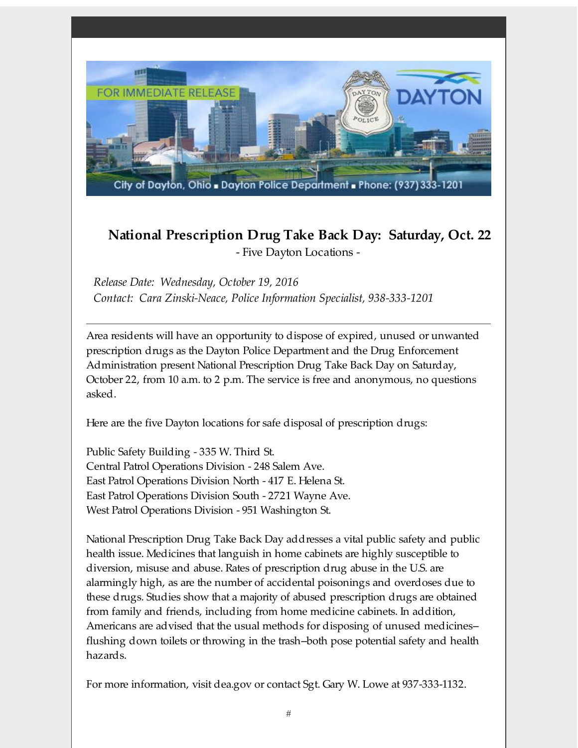FOR IMMEDIATE RELEASE

City of Dayton, Ohio ■ Dayton Police Department ■ Phone: (937)333-1201

## National Prescription Drug Take Back Day: Saturday, Oct. 22

- Five Dayton Locations -

*Release Date: Wednesday, October 19, 2016*
*Contact: Cara Zinski-Neace, Police Information Specialist, 938-333-1201*

---

Area residents will have an opportunity to dispose of expired, unused or unwanted prescription drugs as the Dayton Police Department and the Drug Enforcement Administration present National Prescription Drug Take Back Day on Saturday, October 22, from 10 a.m. to 2 p.m. The service is free and anonymous, no questions asked.

Here are the five Dayton locations for safe disposal of prescription drugs:

Public Safety Building - 335 W. Third St.
Central Patrol Operations Division - 248 Salem Ave.
East Patrol Operations Division North - 417 E. Helena St.
East Patrol Operations Division South - 2721 Wayne Ave.
West Patrol Operations Division - 951 Washington St.

National Prescription Drug Take Back Day addresses a vital public safety and public health issue. Medicines that languish in home cabinets are highly susceptible to diversion, misuse and abuse. Rates of prescription drug abuse in the U.S. are alarmingly high, as are the number of accidental poisonings and overdoses due to these drugs. Studies show that a majority of abused prescription drugs are obtained from family and friends, including from home medicine cabinets. In addition, Americans are advised that the usual methods for disposing of unused medicines–flushing down toilets or throwing in the trash–both pose potential safety and health hazards.

For more information, visit dea.gov or contact Sgt. Gary W. Lowe at 937-333-1132.

#